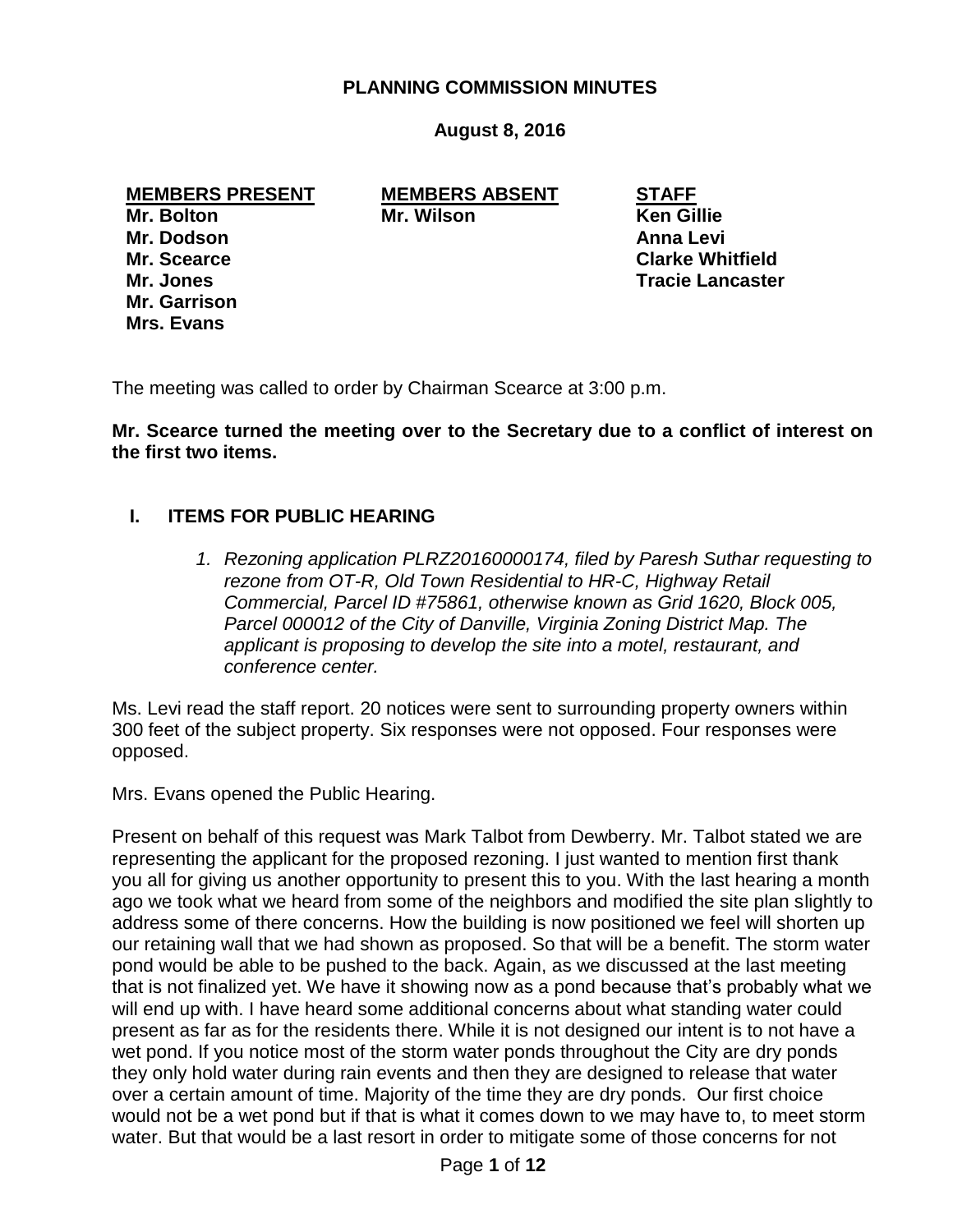**PLANNING COMMISSION MINUTES**

**August 8, 2016**

| **MEMBERS PRESENT** | **MEMBERS ABSENT** | **STAFF** |
|---|---|---|
| **Mr. Bolton** | **Mr. Wilson** | **Ken Gillie** |
| **Mr. Dodson** | | **Anna Levi** |
| **Mr. Scearce** | | **Clarke Whitfield** |
| **Mr. Jones** | | **Tracie Lancaster** |
| **Mr. Garrison** | | |
| **Mrs. Evans** | | |

The meeting was called to order by Chairman Scearce at 3:00 p.m.

**Mr. Scearce turned the meeting over to the Secretary due to a conflict of interest on the first two items.**

## I. ITEMS FOR PUBLIC HEARING

1. *Rezoning application PLRZ20160000174, filed by Paresh Suthar requesting to rezone from OT-R, Old Town Residential to HR-C, Highway Retail Commercial, Parcel ID #75861, otherwise known as Grid 1620, Block 005, Parcel 000012 of the City of Danville, Virginia Zoning District Map. The applicant is proposing to develop the site into a motel, restaurant, and conference center.*

Ms. Levi read the staff report. 20 notices were sent to surrounding property owners within 300 feet of the subject property. Six responses were not opposed. Four responses were opposed.

Mrs. Evans opened the Public Hearing.

Present on behalf of this request was Mark Talbot from Dewberry. Mr. Talbot stated we are representing the applicant for the proposed rezoning. I just wanted to mention first thank you all for giving us another opportunity to present this to you. With the last hearing a month ago we took what we heard from some of the neighbors and modified the site plan slightly to address some of there concerns. How the building is now positioned we feel will shorten up our retaining wall that we had shown as proposed. So that will be a benefit. The storm water pond would be able to be pushed to the back. Again, as we discussed at the last meeting that is not finalized yet. We have it showing now as a pond because that's probably what we will end up with. I have heard some additional concerns about what standing water could present as far as for the residents there. While it is not designed our intent is to not have a wet pond. If you notice most of the storm water ponds throughout the City are dry ponds they only hold water during rain events and then they are designed to release that water over a certain amount of time. Majority of the time they are dry ponds. Our first choice would not be a wet pond but if that is what it comes down to we may have to, to meet storm water. But that would be a last resort in order to mitigate some of those concerns for not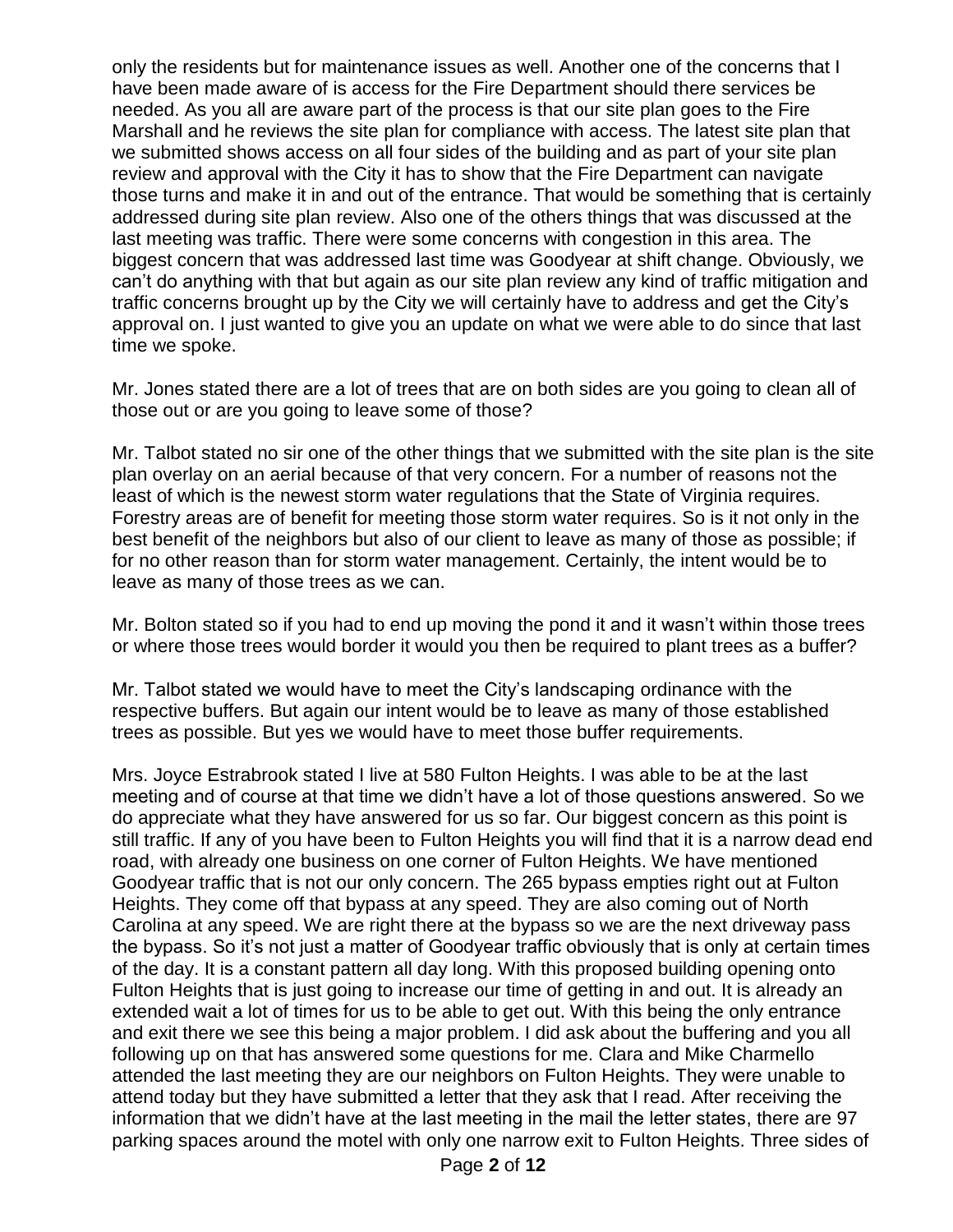only the residents but for maintenance issues as well. Another one of the concerns that I have been made aware of is access for the Fire Department should there services be needed. As you all are aware part of the process is that our site plan goes to the Fire Marshall and he reviews the site plan for compliance with access. The latest site plan that we submitted shows access on all four sides of the building and as part of your site plan review and approval with the City it has to show that the Fire Department can navigate those turns and make it in and out of the entrance. That would be something that is certainly addressed during site plan review. Also one of the others things that was discussed at the last meeting was traffic. There were some concerns with congestion in this area. The biggest concern that was addressed last time was Goodyear at shift change. Obviously, we can't do anything with that but again as our site plan review any kind of traffic mitigation and traffic concerns brought up by the City we will certainly have to address and get the City's approval on. I just wanted to give you an update on what we were able to do since that last time we spoke.

Mr. Jones stated there are a lot of trees that are on both sides are you going to clean all of those out or are you going to leave some of those?

Mr. Talbot stated no sir one of the other things that we submitted with the site plan is the site plan overlay on an aerial because of that very concern. For a number of reasons not the least of which is the newest storm water regulations that the State of Virginia requires. Forestry areas are of benefit for meeting those storm water requires. So is it not only in the best benefit of the neighbors but also of our client to leave as many of those as possible; if for no other reason than for storm water management. Certainly, the intent would be to leave as many of those trees as we can.

Mr. Bolton stated so if you had to end up moving the pond it and it wasn't within those trees or where those trees would border it would you then be required to plant trees as a buffer?

Mr. Talbot stated we would have to meet the City's landscaping ordinance with the respective buffers. But again our intent would be to leave as many of those established trees as possible. But yes we would have to meet those buffer requirements.

Mrs. Joyce Estrabrook stated I live at 580 Fulton Heights. I was able to be at the last meeting and of course at that time we didn't have a lot of those questions answered. So we do appreciate what they have answered for us so far. Our biggest concern as this point is still traffic. If any of you have been to Fulton Heights you will find that it is a narrow dead end road, with already one business on one corner of Fulton Heights. We have mentioned Goodyear traffic that is not our only concern. The 265 bypass empties right out at Fulton Heights. They come off that bypass at any speed. They are also coming out of North Carolina at any speed. We are right there at the bypass so we are the next driveway pass the bypass. So it's not just a matter of Goodyear traffic obviously that is only at certain times of the day. It is a constant pattern all day long. With this proposed building opening onto Fulton Heights that is just going to increase our time of getting in and out. It is already an extended wait a lot of times for us to be able to get out. With this being the only entrance and exit there we see this being a major problem. I did ask about the buffering and you all following up on that has answered some questions for me. Clara and Mike Charmello attended the last meeting they are our neighbors on Fulton Heights. They were unable to attend today but they have submitted a letter that they ask that I read. After receiving the information that we didn't have at the last meeting in the mail the letter states, there are 97 parking spaces around the motel with only one narrow exit to Fulton Heights. Three sides of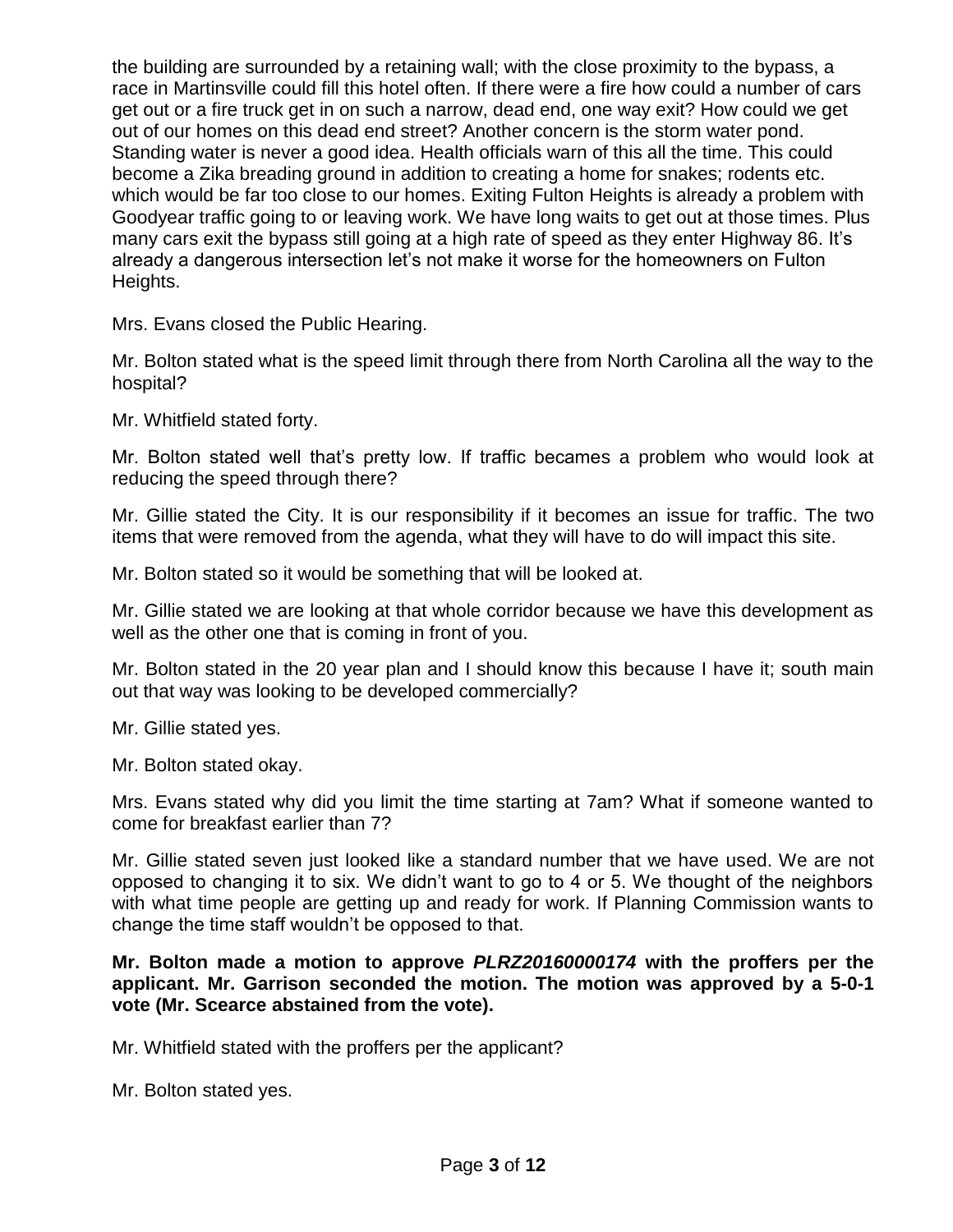the building are surrounded by a retaining wall; with the close proximity to the bypass, a race in Martinsville could fill this hotel often. If there were a fire how could a number of cars get out or a fire truck get in on such a narrow, dead end, one way exit? How could we get out of our homes on this dead end street? Another concern is the storm water pond. Standing water is never a good idea. Health officials warn of this all the time. This could become a Zika breading ground in addition to creating a home for snakes; rodents etc. which would be far too close to our homes. Exiting Fulton Heights is already a problem with Goodyear traffic going to or leaving work. We have long waits to get out at those times. Plus many cars exit the bypass still going at a high rate of speed as they enter Highway 86. It's already a dangerous intersection let's not make it worse for the homeowners on Fulton Heights.

Mrs. Evans closed the Public Hearing.

Mr. Bolton stated what is the speed limit through there from North Carolina all the way to the hospital?

Mr. Whitfield stated forty.

Mr. Bolton stated well that's pretty low. If traffic becames a problem who would look at reducing the speed through there?

Mr. Gillie stated the City. It is our responsibility if it becomes an issue for traffic. The two items that were removed from the agenda, what they will have to do will impact this site.

Mr. Bolton stated so it would be something that will be looked at.

Mr. Gillie stated we are looking at that whole corridor because we have this development as well as the other one that is coming in front of you.

Mr. Bolton stated in the 20 year plan and I should know this because I have it; south main out that way was looking to be developed commercially?

Mr. Gillie stated yes.

Mr. Bolton stated okay.

Mrs. Evans stated why did you limit the time starting at 7am? What if someone wanted to come for breakfast earlier than 7?

Mr. Gillie stated seven just looked like a standard number that we have used. We are not opposed to changing it to six. We didn't want to go to 4 or 5. We thought of the neighbors with what time people are getting up and ready for work. If Planning Commission wants to change the time staff wouldn't be opposed to that.

**Mr. Bolton made a motion to approve *PLRZ20160000174* with the proffers per the applicant. Mr. Garrison seconded the motion. The motion was approved by a 5-0-1 vote (Mr. Scearce abstained from the vote).**

Mr. Whitfield stated with the proffers per the applicant?

Mr. Bolton stated yes.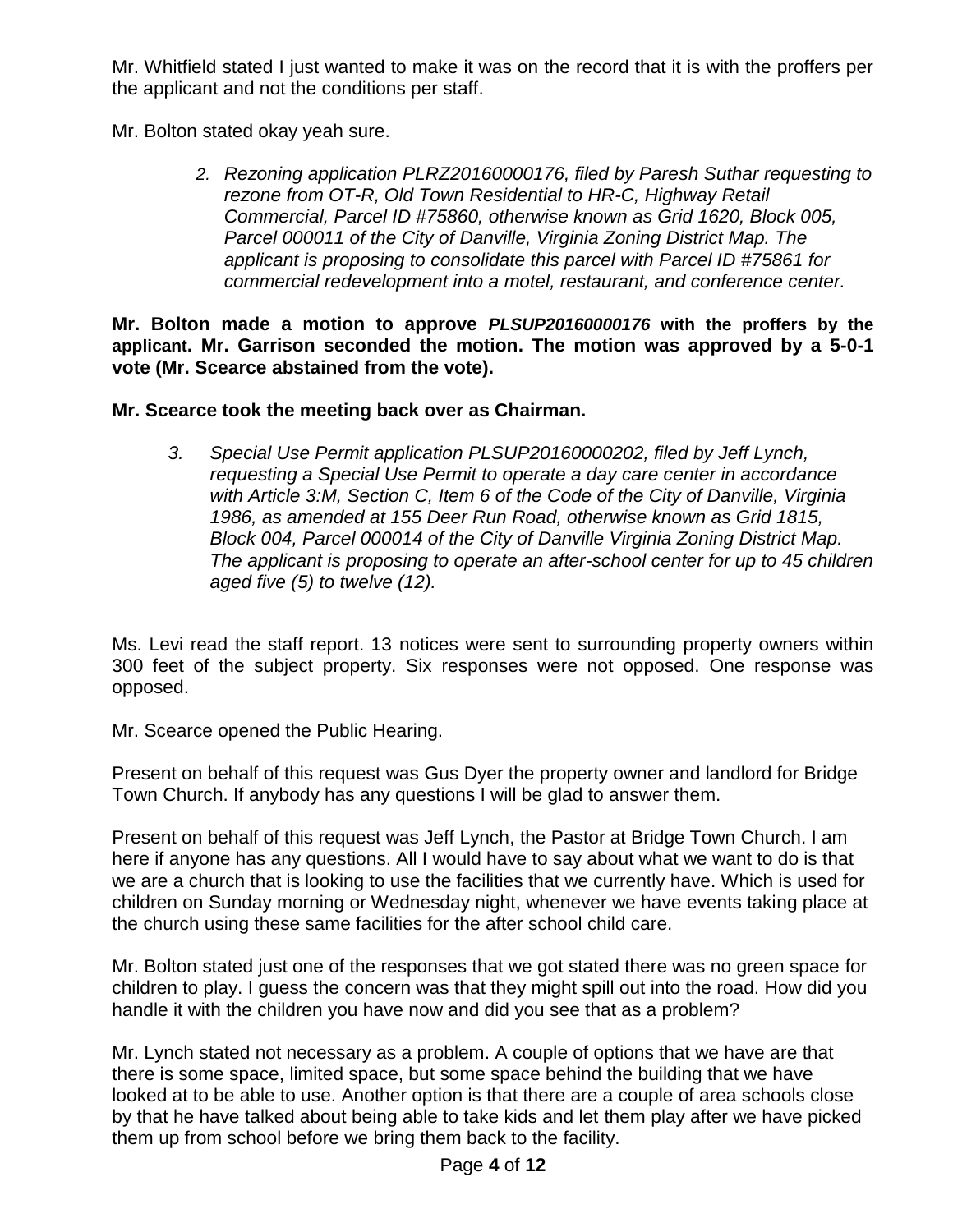Mr. Whitfield stated I just wanted to make it was on the record that it is with the proffers per the applicant and not the conditions per staff.

Mr. Bolton stated okay yeah sure.

2. *Rezoning application PLRZ20160000176, filed by Paresh Suthar requesting to rezone from OT-R, Old Town Residential to HR-C, Highway Retail Commercial, Parcel ID #75860, otherwise known as Grid 1620, Block 005, Parcel 000011 of the City of Danville, Virginia Zoning District Map. The applicant is proposing to consolidate this parcel with Parcel ID #75861 for commercial redevelopment into a motel, restaurant, and conference center.*

**Mr. Bolton made a motion to approve *PLSUP20160000176* with the proffers by the applicant. Mr. Garrison seconded the motion. The motion was approved by a 5-0-1 vote (Mr. Scearce abstained from the vote).**

**Mr. Scearce took the meeting back over as Chairman.**

3. *Special Use Permit application PLSUP20160000202, filed by Jeff Lynch, requesting a Special Use Permit to operate a day care center in accordance with Article 3:M, Section C, Item 6 of the Code of the City of Danville, Virginia 1986, as amended at 155 Deer Run Road, otherwise known as Grid 1815, Block 004, Parcel 000014 of the City of Danville Virginia Zoning District Map. The applicant is proposing to operate an after-school center for up to 45 children aged five (5) to twelve (12).*

Ms. Levi read the staff report. 13 notices were sent to surrounding property owners within 300 feet of the subject property. Six responses were not opposed. One response was opposed.

Mr. Scearce opened the Public Hearing.

Present on behalf of this request was Gus Dyer the property owner and landlord for Bridge Town Church. If anybody has any questions I will be glad to answer them.

Present on behalf of this request was Jeff Lynch, the Pastor at Bridge Town Church. I am here if anyone has any questions. All I would have to say about what we want to do is that we are a church that is looking to use the facilities that we currently have. Which is used for children on Sunday morning or Wednesday night, whenever we have events taking place at the church using these same facilities for the after school child care.

Mr. Bolton stated just one of the responses that we got stated there was no green space for children to play. I guess the concern was that they might spill out into the road. How did you handle it with the children you have now and did you see that as a problem?

Mr. Lynch stated not necessary as a problem. A couple of options that we have are that there is some space, limited space, but some space behind the building that we have looked at to be able to use. Another option is that there are a couple of area schools close by that he have talked about being able to take kids and let them play after we have picked them up from school before we bring them back to the facility.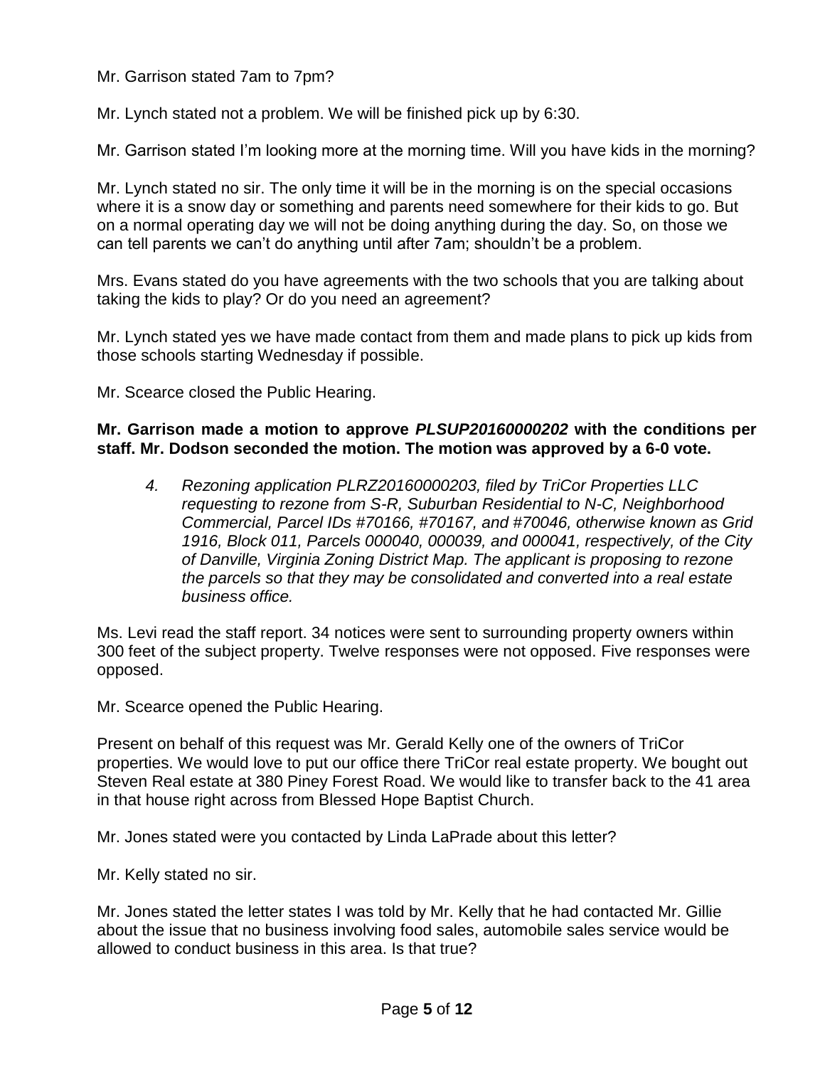Mr. Garrison stated 7am to 7pm?

Mr. Lynch stated not a problem. We will be finished pick up by 6:30.

Mr. Garrison stated I'm looking more at the morning time. Will you have kids in the morning?

Mr. Lynch stated no sir. The only time it will be in the morning is on the special occasions where it is a snow day or something and parents need somewhere for their kids to go. But on a normal operating day we will not be doing anything during the day. So, on those we can tell parents we can't do anything until after 7am; shouldn't be a problem.

Mrs. Evans stated do you have agreements with the two schools that you are talking about taking the kids to play? Or do you need an agreement?

Mr. Lynch stated yes we have made contact from them and made plans to pick up kids from those schools starting Wednesday if possible.

Mr. Scearce closed the Public Hearing.

**Mr. Garrison made a motion to approve *PLSUP20160000202* with the conditions per staff. Mr. Dodson seconded the motion. The motion was approved by a 6-0 vote.**

4. *Rezoning application PLRZ20160000203, filed by TriCor Properties LLC requesting to rezone from S-R, Suburban Residential to N-C, Neighborhood Commercial, Parcel IDs #70166, #70167, and #70046, otherwise known as Grid 1916, Block 011, Parcels 000040, 000039, and 000041, respectively, of the City of Danville, Virginia Zoning District Map. The applicant is proposing to rezone the parcels so that they may be consolidated and converted into a real estate business office.*

Ms. Levi read the staff report. 34 notices were sent to surrounding property owners within 300 feet of the subject property. Twelve responses were not opposed. Five responses were opposed.

Mr. Scearce opened the Public Hearing.

Present on behalf of this request was Mr. Gerald Kelly one of the owners of TriCor properties. We would love to put our office there TriCor real estate property. We bought out Steven Real estate at 380 Piney Forest Road. We would like to transfer back to the 41 area in that house right across from Blessed Hope Baptist Church.

Mr. Jones stated were you contacted by Linda LaPrade about this letter?

Mr. Kelly stated no sir.

Mr. Jones stated the letter states I was told by Mr. Kelly that he had contacted Mr. Gillie about the issue that no business involving food sales, automobile sales service would be allowed to conduct business in this area. Is that true?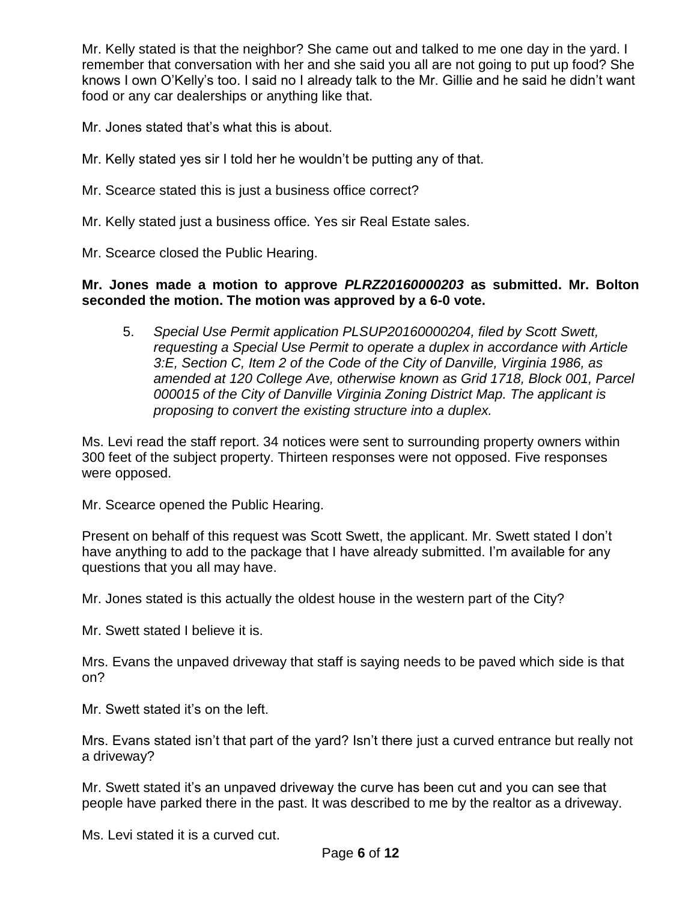Mr. Kelly stated is that the neighbor? She came out and talked to me one day in the yard. I remember that conversation with her and she said you all are not going to put up food? She knows I own O'Kelly's too. I said no I already talk to the Mr. Gillie and he said he didn't want food or any car dealerships or anything like that.

Mr. Jones stated that's what this is about.

Mr. Kelly stated yes sir I told her he wouldn't be putting any of that.

Mr. Scearce stated this is just a business office correct?

Mr. Kelly stated just a business office. Yes sir Real Estate sales.

Mr. Scearce closed the Public Hearing.

**Mr. Jones made a motion to approve *PLRZ20160000203* as submitted. Mr. Bolton seconded the motion. The motion was approved by a 6-0 vote.**

5. *Special Use Permit application PLSUP20160000204, filed by Scott Swett, requesting a Special Use Permit to operate a duplex in accordance with Article 3:E, Section C, Item 2 of the Code of the City of Danville, Virginia 1986, as amended at 120 College Ave, otherwise known as Grid 1718, Block 001, Parcel 000015 of the City of Danville Virginia Zoning District Map. The applicant is proposing to convert the existing structure into a duplex.*

Ms. Levi read the staff report. 34 notices were sent to surrounding property owners within 300 feet of the subject property. Thirteen responses were not opposed. Five responses were opposed.

Mr. Scearce opened the Public Hearing.

Present on behalf of this request was Scott Swett, the applicant. Mr. Swett stated I don't have anything to add to the package that I have already submitted. I'm available for any questions that you all may have.

Mr. Jones stated is this actually the oldest house in the western part of the City?

Mr. Swett stated I believe it is.

Mrs. Evans the unpaved driveway that staff is saying needs to be paved which side is that on?

Mr. Swett stated it's on the left.

Mrs. Evans stated isn't that part of the yard? Isn't there just a curved entrance but really not a driveway?

Mr. Swett stated it's an unpaved driveway the curve has been cut and you can see that people have parked there in the past. It was described to me by the realtor as a driveway.

Ms. Levi stated it is a curved cut.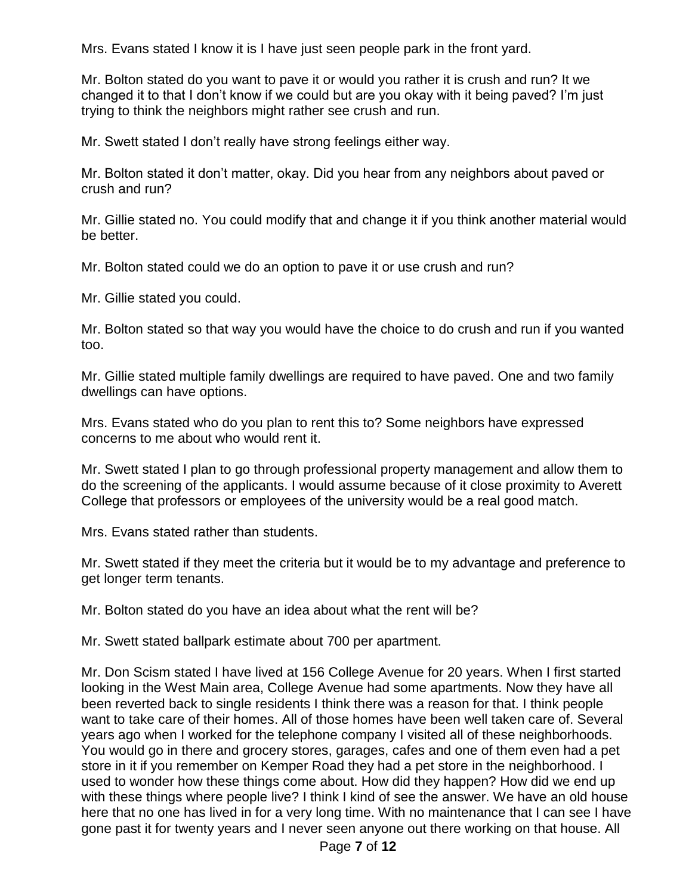Mrs. Evans stated I know it is I have just seen people park in the front yard.

Mr. Bolton stated do you want to pave it or would you rather it is crush and run? It we changed it to that I don't know if we could but are you okay with it being paved? I'm just trying to think the neighbors might rather see crush and run.

Mr. Swett stated I don't really have strong feelings either way.

Mr. Bolton stated it don't matter, okay. Did you hear from any neighbors about paved or crush and run?

Mr. Gillie stated no. You could modify that and change it if you think another material would be better.

Mr. Bolton stated could we do an option to pave it or use crush and run?

Mr. Gillie stated you could.

Mr. Bolton stated so that way you would have the choice to do crush and run if you wanted too.

Mr. Gillie stated multiple family dwellings are required to have paved. One and two family dwellings can have options.

Mrs. Evans stated who do you plan to rent this to? Some neighbors have expressed concerns to me about who would rent it.

Mr. Swett stated I plan to go through professional property management and allow them to do the screening of the applicants. I would assume because of it close proximity to Averett College that professors or employees of the university would be a real good match.

Mrs. Evans stated rather than students.

Mr. Swett stated if they meet the criteria but it would be to my advantage and preference to get longer term tenants.

Mr. Bolton stated do you have an idea about what the rent will be?

Mr. Swett stated ballpark estimate about 700 per apartment.

Mr. Don Scism stated I have lived at 156 College Avenue for 20 years. When I first started looking in the West Main area, College Avenue had some apartments. Now they have all been reverted back to single residents I think there was a reason for that. I think people want to take care of their homes. All of those homes have been well taken care of. Several years ago when I worked for the telephone company I visited all of these neighborhoods. You would go in there and grocery stores, garages, cafes and one of them even had a pet store in it if you remember on Kemper Road they had a pet store in the neighborhood. I used to wonder how these things come about. How did they happen? How did we end up with these things where people live? I think I kind of see the answer. We have an old house here that no one has lived in for a very long time. With no maintenance that I can see I have gone past it for twenty years and I never seen anyone out there working on that house. All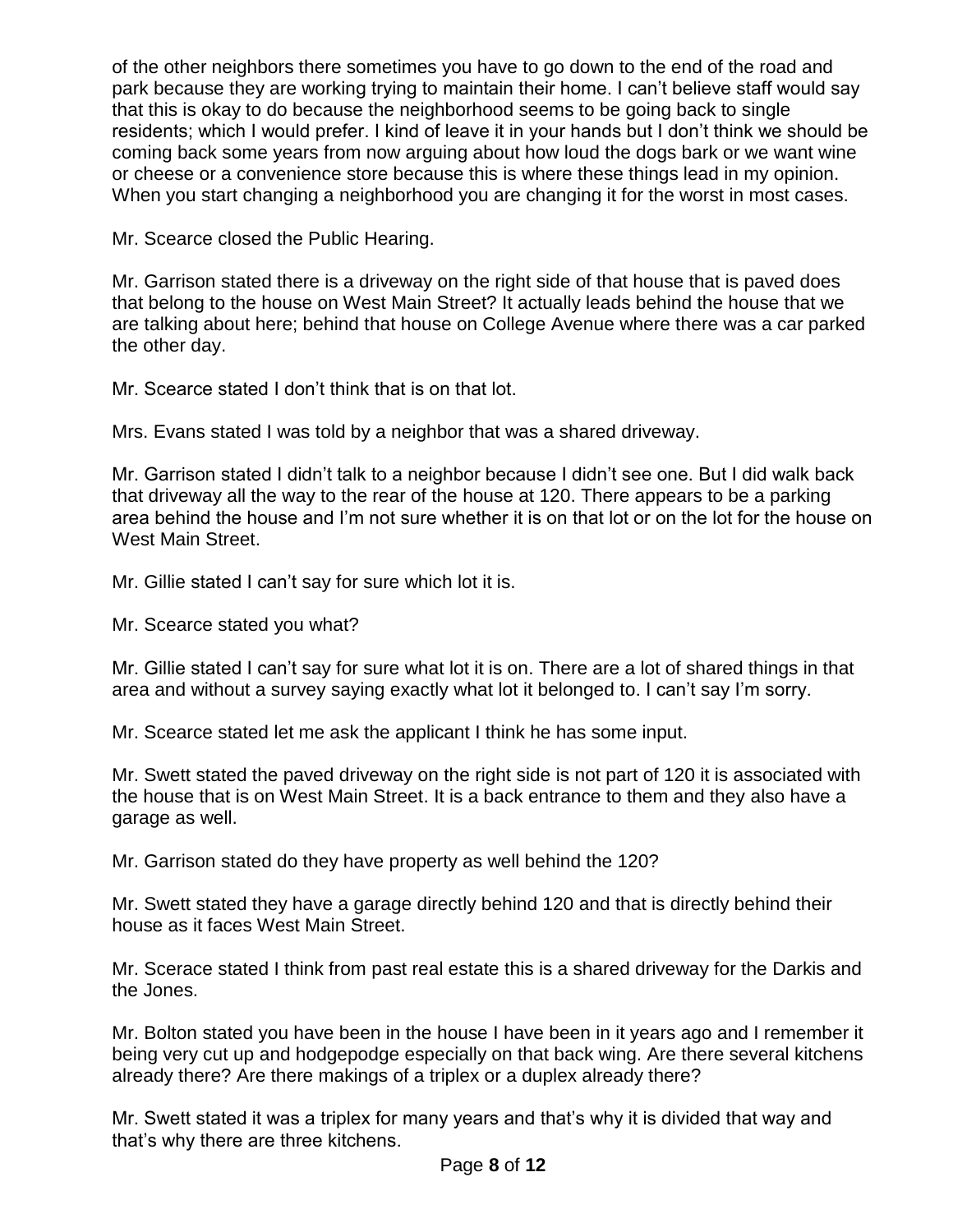of the other neighbors there sometimes you have to go down to the end of the road and park because they are working trying to maintain their home. I can't believe staff would say that this is okay to do because the neighborhood seems to be going back to single residents; which I would prefer. I kind of leave it in your hands but I don't think we should be coming back some years from now arguing about how loud the dogs bark or we want wine or cheese or a convenience store because this is where these things lead in my opinion. When you start changing a neighborhood you are changing it for the worst in most cases.

Mr. Scearce closed the Public Hearing.

Mr. Garrison stated there is a driveway on the right side of that house that is paved does that belong to the house on West Main Street? It actually leads behind the house that we are talking about here; behind that house on College Avenue where there was a car parked the other day.

Mr. Scearce stated I don't think that is on that lot.

Mrs. Evans stated I was told by a neighbor that was a shared driveway.

Mr. Garrison stated I didn't talk to a neighbor because I didn't see one. But I did walk back that driveway all the way to the rear of the house at 120. There appears to be a parking area behind the house and I'm not sure whether it is on that lot or on the lot for the house on West Main Street.

Mr. Gillie stated I can't say for sure which lot it is.

Mr. Scearce stated you what?

Mr. Gillie stated I can't say for sure what lot it is on. There are a lot of shared things in that area and without a survey saying exactly what lot it belonged to. I can't say I'm sorry.

Mr. Scearce stated let me ask the applicant I think he has some input.

Mr. Swett stated the paved driveway on the right side is not part of 120 it is associated with the house that is on West Main Street. It is a back entrance to them and they also have a garage as well.

Mr. Garrison stated do they have property as well behind the 120?

Mr. Swett stated they have a garage directly behind 120 and that is directly behind their house as it faces West Main Street.

Mr. Scerace stated I think from past real estate this is a shared driveway for the Darkis and the Jones.

Mr. Bolton stated you have been in the house I have been in it years ago and I remember it being very cut up and hodgepodge especially on that back wing. Are there several kitchens already there? Are there makings of a triplex or a duplex already there?

Mr. Swett stated it was a triplex for many years and that's why it is divided that way and that's why there are three kitchens.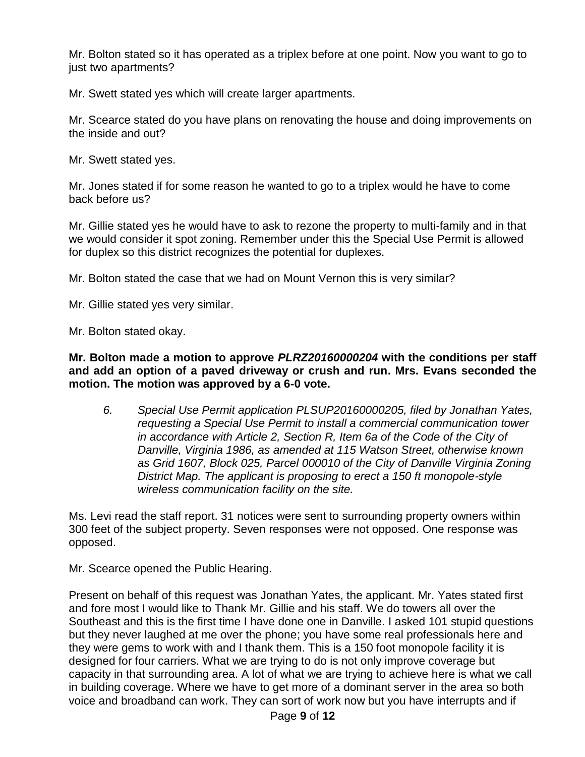Mr. Bolton stated so it has operated as a triplex before at one point. Now you want to go to just two apartments?

Mr. Swett stated yes which will create larger apartments.

Mr. Scearce stated do you have plans on renovating the house and doing improvements on the inside and out?

Mr. Swett stated yes.

Mr. Jones stated if for some reason he wanted to go to a triplex would he have to come back before us?

Mr. Gillie stated yes he would have to ask to rezone the property to multi-family and in that we would consider it spot zoning. Remember under this the Special Use Permit is allowed for duplex so this district recognizes the potential for duplexes.

Mr. Bolton stated the case that we had on Mount Vernon this is very similar?

Mr. Gillie stated yes very similar.

Mr. Bolton stated okay.

**Mr. Bolton made a motion to approve *PLRZ20160000204* with the conditions per staff and add an option of a paved driveway or crush and run. Mrs. Evans seconded the motion. The motion was approved by a 6-0 vote.**

6. *Special Use Permit application PLSUP20160000205, filed by Jonathan Yates, requesting a Special Use Permit to install a commercial communication tower in accordance with Article 2, Section R, Item 6a of the Code of the City of Danville, Virginia 1986, as amended at 115 Watson Street, otherwise known as Grid 1607, Block 025, Parcel 000010 of the City of Danville Virginia Zoning District Map. The applicant is proposing to erect a 150 ft monopole-style wireless communication facility on the site.*

Ms. Levi read the staff report. 31 notices were sent to surrounding property owners within 300 feet of the subject property. Seven responses were not opposed. One response was opposed.

Mr. Scearce opened the Public Hearing.

Present on behalf of this request was Jonathan Yates, the applicant. Mr. Yates stated first and fore most I would like to Thank Mr. Gillie and his staff. We do towers all over the Southeast and this is the first time I have done one in Danville. I asked 101 stupid questions but they never laughed at me over the phone; you have some real professionals here and they were gems to work with and I thank them. This is a 150 foot monopole facility it is designed for four carriers. What we are trying to do is not only improve coverage but capacity in that surrounding area. A lot of what we are trying to achieve here is what we call in building coverage. Where we have to get more of a dominant server in the area so both voice and broadband can work. They can sort of work now but you have interrupts and if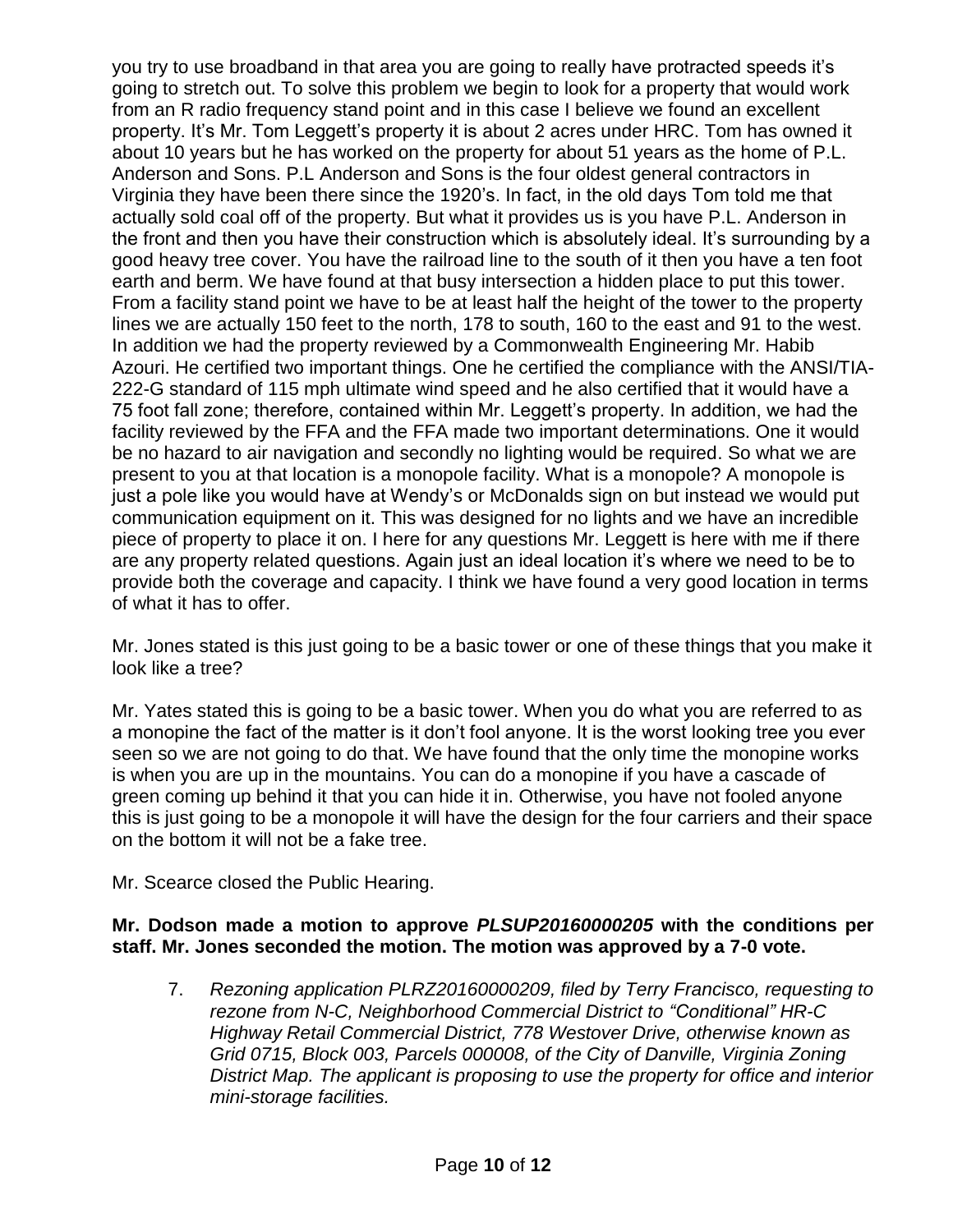you try to use broadband in that area you are going to really have protracted speeds it's going to stretch out. To solve this problem we begin to look for a property that would work from an R radio frequency stand point and in this case I believe we found an excellent property. It's Mr. Tom Leggett's property it is about 2 acres under HRC. Tom has owned it about 10 years but he has worked on the property for about 51 years as the home of P.L. Anderson and Sons. P.L Anderson and Sons is the four oldest general contractors in Virginia they have been there since the 1920's. In fact, in the old days Tom told me that actually sold coal off of the property. But what it provides us is you have P.L. Anderson in the front and then you have their construction which is absolutely ideal. It's surrounding by a good heavy tree cover. You have the railroad line to the south of it then you have a ten foot earth and berm. We have found at that busy intersection a hidden place to put this tower. From a facility stand point we have to be at least half the height of the tower to the property lines we are actually 150 feet to the north, 178 to south, 160 to the east and 91 to the west. In addition we had the property reviewed by a Commonwealth Engineering Mr. Habib Azouri. He certified two important things. One he certified the compliance with the ANSI/TIA-222-G standard of 115 mph ultimate wind speed and he also certified that it would have a 75 foot fall zone; therefore, contained within Mr. Leggett's property. In addition, we had the facility reviewed by the FFA and the FFA made two important determinations. One it would be no hazard to air navigation and secondly no lighting would be required. So what we are present to you at that location is a monopole facility. What is a monopole? A monopole is just a pole like you would have at Wendy's or McDonalds sign on but instead we would put communication equipment on it. This was designed for no lights and we have an incredible piece of property to place it on. I here for any questions Mr. Leggett is here with me if there are any property related questions. Again just an ideal location it's where we need to be to provide both the coverage and capacity. I think we have found a very good location in terms of what it has to offer.

Mr. Jones stated is this just going to be a basic tower or one of these things that you make it look like a tree?

Mr. Yates stated this is going to be a basic tower. When you do what you are referred to as a monopine the fact of the matter is it don't fool anyone. It is the worst looking tree you ever seen so we are not going to do that. We have found that the only time the monopine works is when you are up in the mountains. You can do a monopine if you have a cascade of green coming up behind it that you can hide it in. Otherwise, you have not fooled anyone this is just going to be a monopole it will have the design for the four carriers and their space on the bottom it will not be a fake tree.

Mr. Scearce closed the Public Hearing.

**Mr. Dodson made a motion to approve *PLSUP20160000205* with the conditions per staff. Mr. Jones seconded the motion. The motion was approved by a 7-0 vote.**

7. *Rezoning application PLRZ20160000209, filed by Terry Francisco, requesting to rezone from N-C, Neighborhood Commercial District to "Conditional" HR-C Highway Retail Commercial District, 778 Westover Drive, otherwise known as Grid 0715, Block 003, Parcels 000008, of the City of Danville, Virginia Zoning District Map. The applicant is proposing to use the property for office and interior mini-storage facilities.*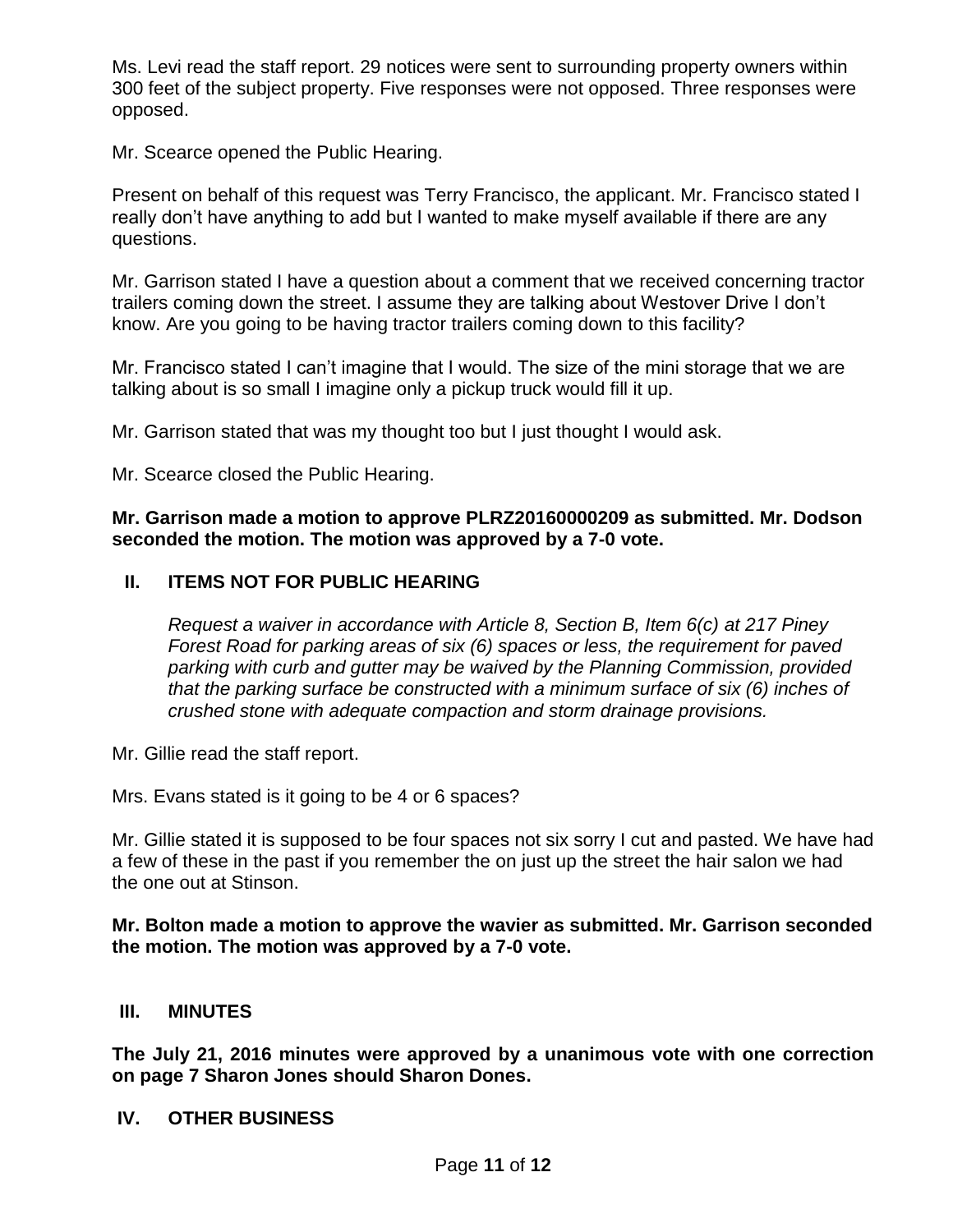Ms. Levi read the staff report. 29 notices were sent to surrounding property owners within 300 feet of the subject property. Five responses were not opposed. Three responses were opposed.

Mr. Scearce opened the Public Hearing.

Present on behalf of this request was Terry Francisco, the applicant. Mr. Francisco stated I really don't have anything to add but I wanted to make myself available if there are any questions.

Mr. Garrison stated I have a question about a comment that we received concerning tractor trailers coming down the street. I assume they are talking about Westover Drive I don't know. Are you going to be having tractor trailers coming down to this facility?

Mr. Francisco stated I can't imagine that I would. The size of the mini storage that we are talking about is so small I imagine only a pickup truck would fill it up.

Mr. Garrison stated that was my thought too but I just thought I would ask.

Mr. Scearce closed the Public Hearing.

**Mr. Garrison made a motion to approve PLRZ20160000209 as submitted. Mr. Dodson seconded the motion. The motion was approved by a 7-0 vote.**

## II. ITEMS NOT FOR PUBLIC HEARING

*Request a waiver in accordance with Article 8, Section B, Item 6(c) at 217 Piney Forest Road for parking areas of six (6) spaces or less, the requirement for paved parking with curb and gutter may be waived by the Planning Commission, provided that the parking surface be constructed with a minimum surface of six (6) inches of crushed stone with adequate compaction and storm drainage provisions.*

Mr. Gillie read the staff report.

Mrs. Evans stated is it going to be 4 or 6 spaces?

Mr. Gillie stated it is supposed to be four spaces not six sorry I cut and pasted. We have had a few of these in the past if you remember the on just up the street the hair salon we had the one out at Stinson.

**Mr. Bolton made a motion to approve the wavier as submitted. Mr. Garrison seconded the motion. The motion was approved by a 7-0 vote.**

## III. MINUTES

**The July 21, 2016 minutes were approved by a unanimous vote with one correction on page 7 Sharon Jones should Sharon Dones.**

## IV. OTHER BUSINESS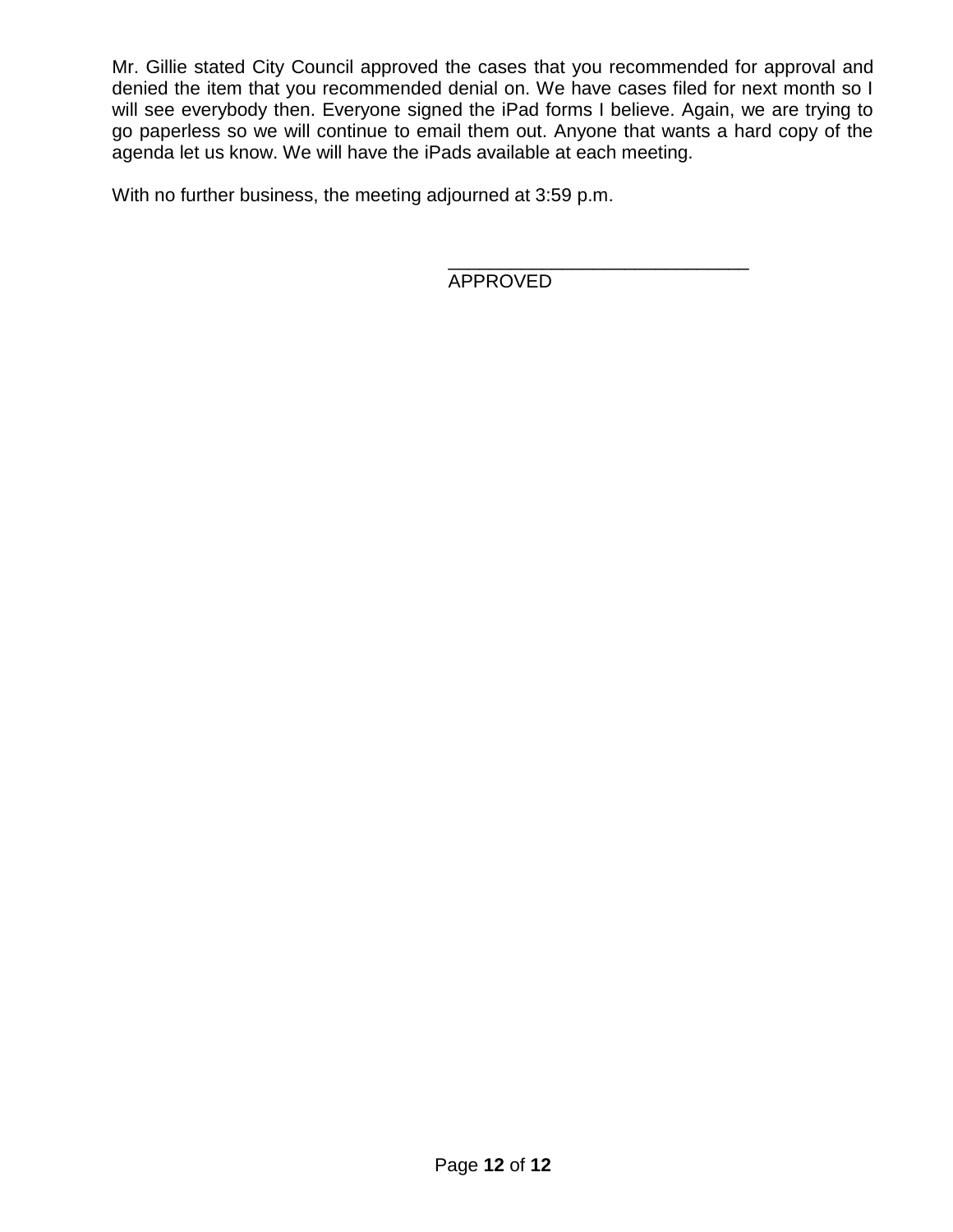Mr. Gillie stated City Council approved the cases that you recommended for approval and denied the item that you recommended denial on. We have cases filed for next month so I will see everybody then. Everyone signed the iPad forms I believe. Again, we are trying to go paperless so we will continue to email them out. Anyone that wants a hard copy of the agenda let us know. We will have the iPads available at each meeting.

With no further business, the meeting adjourned at 3:59 p.m.

\_\_\_\_\_\_\_\_\_\_\_\_\_\_\_\_\_\_\_\_\_\_\_\_\_\_\_\_\_\_
APPROVED